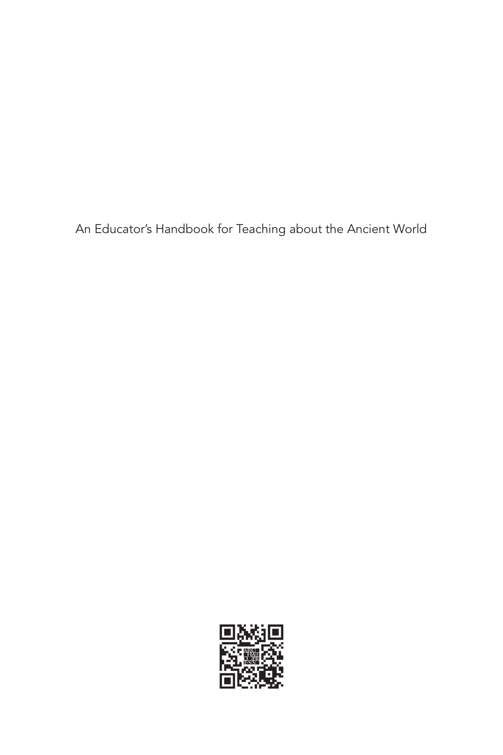An Educator's Handbook for Teaching about the Ancient World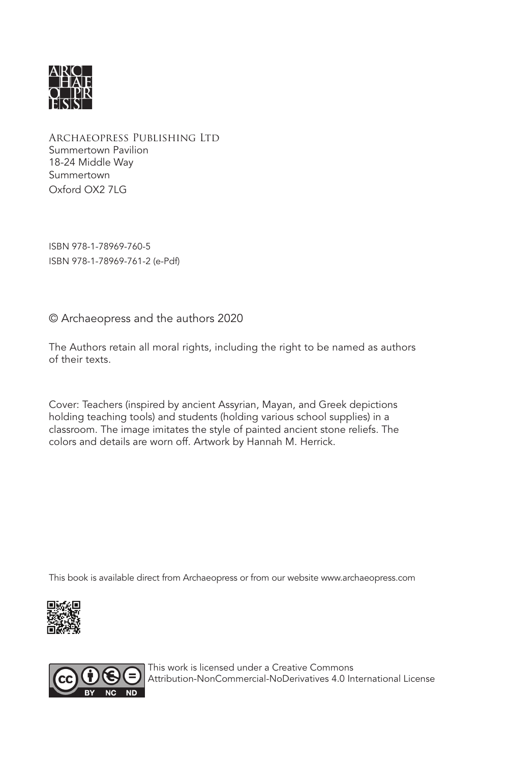ARCHAEOPRESS PUBLISHING LTD
Summertown Pavilion
18-24 Middle Way
Summertown
Oxford OX2 7LG

ISBN 978-1-78969-760-5
ISBN 978-1-78969-761-2 (e-Pdf)

© Archaeopress and the authors 2020

The Authors retain all moral rights, including the right to be named as authors of their texts.

Cover: Teachers (inspired by ancient Assyrian, Mayan, and Greek depictions holding teaching tools) and students (holding various school supplies) in a classroom. The image imitates the style of painted ancient stone reliefs. The colors and details are worn off. Artwork by Hannah M. Herrick.

This book is available direct from Archaeopress or from our website www.archaeopress.com

This work is licensed under a Creative Commons Attribution-NonCommercial-NoDerivatives 4.0 International License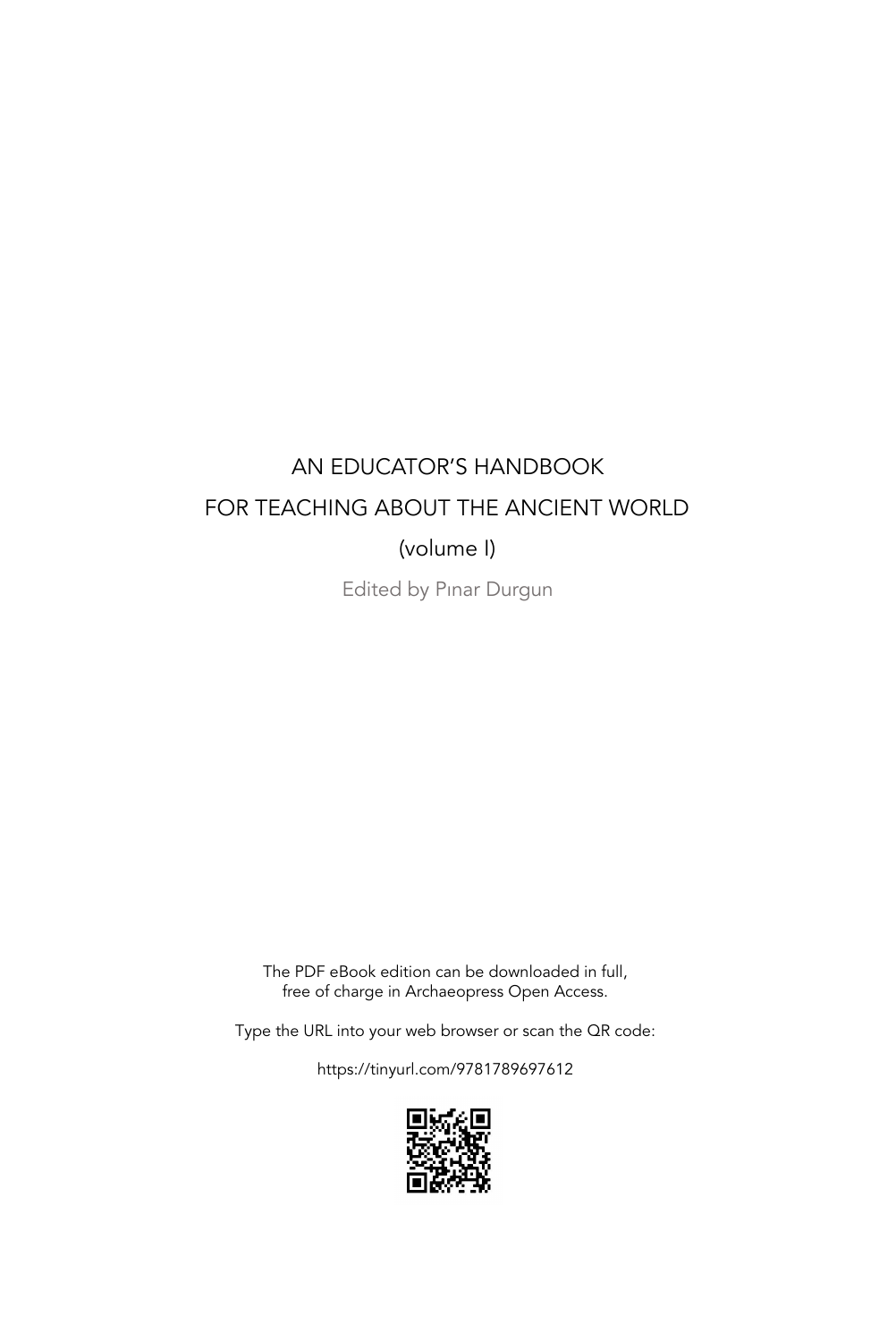# AN EDUCATOR'S HANDBOOK FOR TEACHING ABOUT THE ANCIENT WORLD

(volume I)

Edited by Pınar Durgun

The PDF eBook edition can be downloaded in full, free of charge in Archaeopress Open Access.

Type the URL into your web browser or scan the QR code:

https://tinyurl.com/9781789697612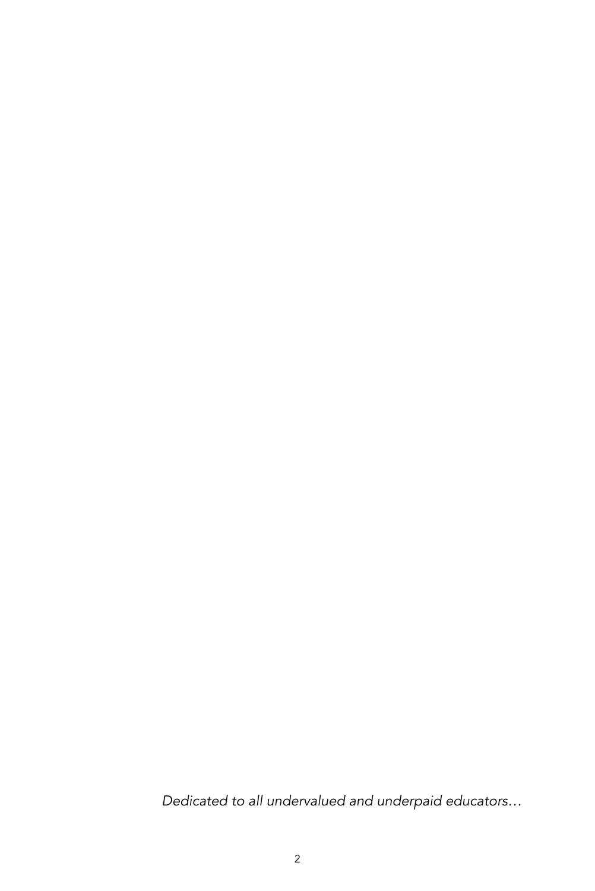*Dedicated to all undervalued and underpaid educators…*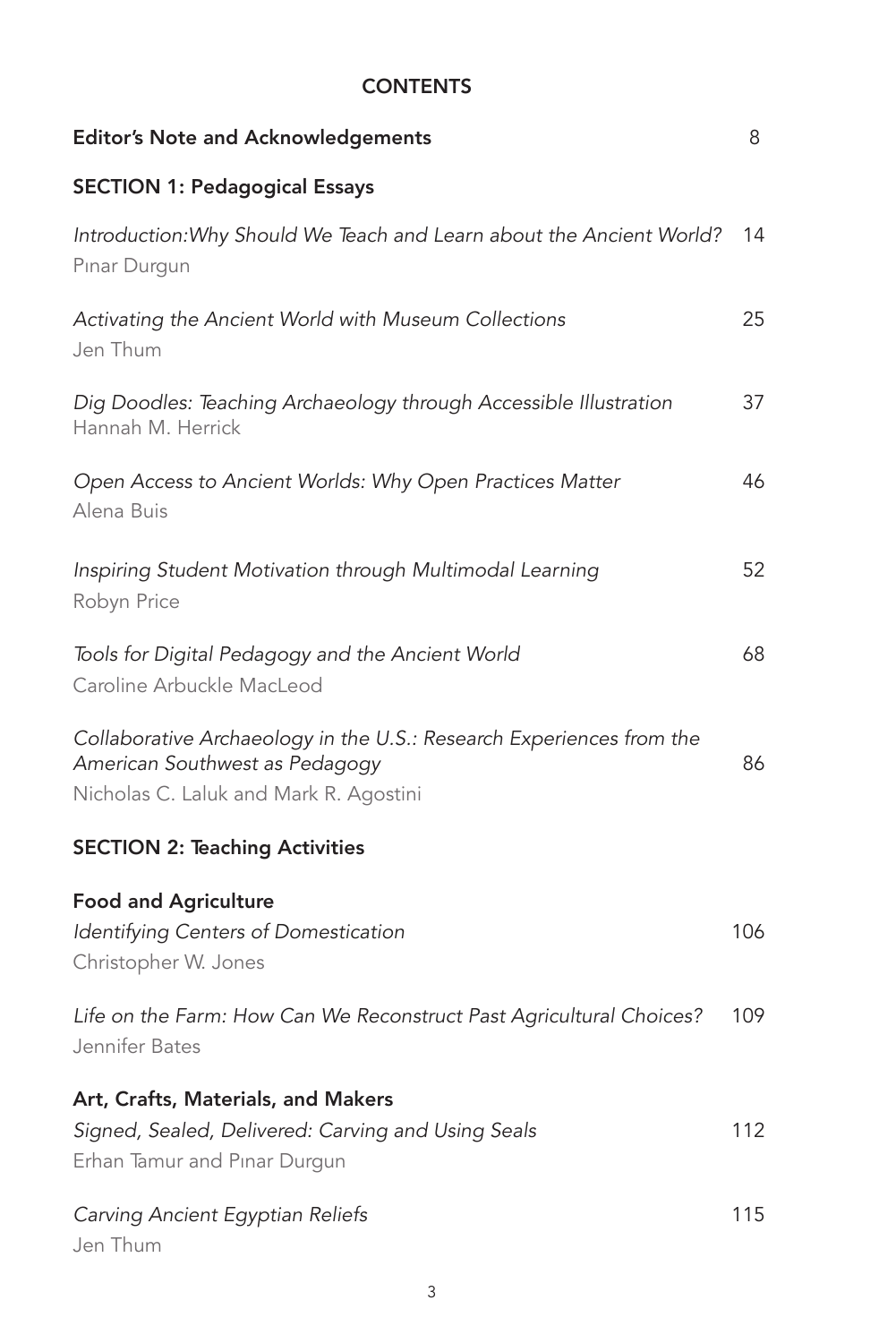# CONTENTS

**Editor's Note and Acknowledgements** 8

## SECTION 1: Pedagogical Essays

*Introduction:Why Should We Teach and Learn about the Ancient World?* 14
Pınar Durgun

*Activating the Ancient World with Museum Collections* 25
Jen Thum

*Dig Doodles: Teaching Archaeology through Accessible Illustration* 37
Hannah M. Herrick

*Open Access to Ancient Worlds: Why Open Practices Matter* 46
Alena Buis

*Inspiring Student Motivation through Multimodal Learning* 52
Robyn Price

*Tools for Digital Pedagogy and the Ancient World* 68
Caroline Arbuckle MacLeod

*Collaborative Archaeology in the U.S.: Research Experiences from the American Southwest as Pedagogy* 86
Nicholas C. Laluk and Mark R. Agostini

## SECTION 2: Teaching Activities

### Food and Agriculture

*Identifying Centers of Domestication* 106
Christopher W. Jones

*Life on the Farm: How Can We Reconstruct Past Agricultural Choices?* 109
Jennifer Bates

### Art, Crafts, Materials, and Makers

*Signed, Sealed, Delivered: Carving and Using Seals* 112
Erhan Tamur and Pınar Durgun

*Carving Ancient Egyptian Reliefs* 115
Jen Thum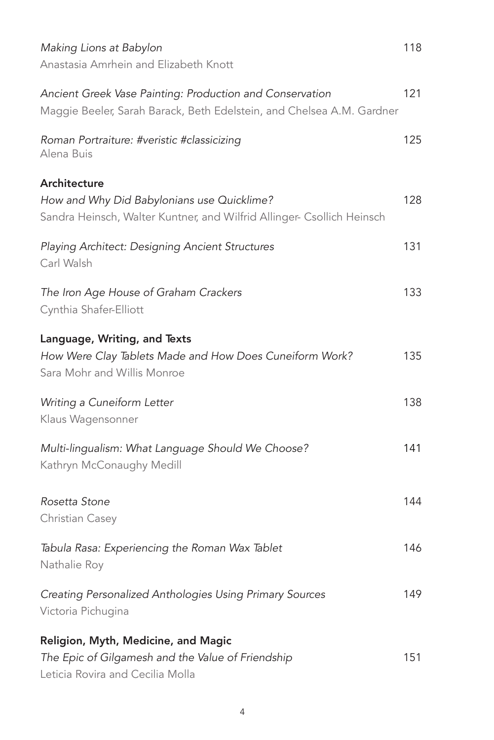*Making Lions at Babylon* 118
Anastasia Amrhein and Elizabeth Knott

*Ancient Greek Vase Painting: Production and Conservation* 121
Maggie Beeler, Sarah Barack, Beth Edelstein, and Chelsea A.M. Gardner

*Roman Portraiture: #veristic #classicizing* 125
Alena Buis

**Architecture**

*How and Why Did Babylonians use Quicklime?* 128
Sandra Heinsch, Walter Kuntner, and Wilfrid Allinger- Csollich Heinsch

*Playing Architect: Designing Ancient Structures* 131
Carl Walsh

*The Iron Age House of Graham Crackers* 133
Cynthia Shafer-Elliott

**Language, Writing, and Texts**

*How Were Clay Tablets Made and How Does Cuneiform Work?* 135
Sara Mohr and Willis Monroe

*Writing a Cuneiform Letter* 138
Klaus Wagensonner

*Multi-lingualism: What Language Should We Choose?* 141
Kathryn McConaughy Medill

*Rosetta Stone* 144
Christian Casey

*Tabula Rasa: Experiencing the Roman Wax Tablet* 146
Nathalie Roy

*Creating Personalized Anthologies Using Primary Sources* 149
Victoria Pichugina

**Religion, Myth, Medicine, and Magic**

*The Epic of Gilgamesh and the Value of Friendship* 151
Leticia Rovira and Cecilia Molla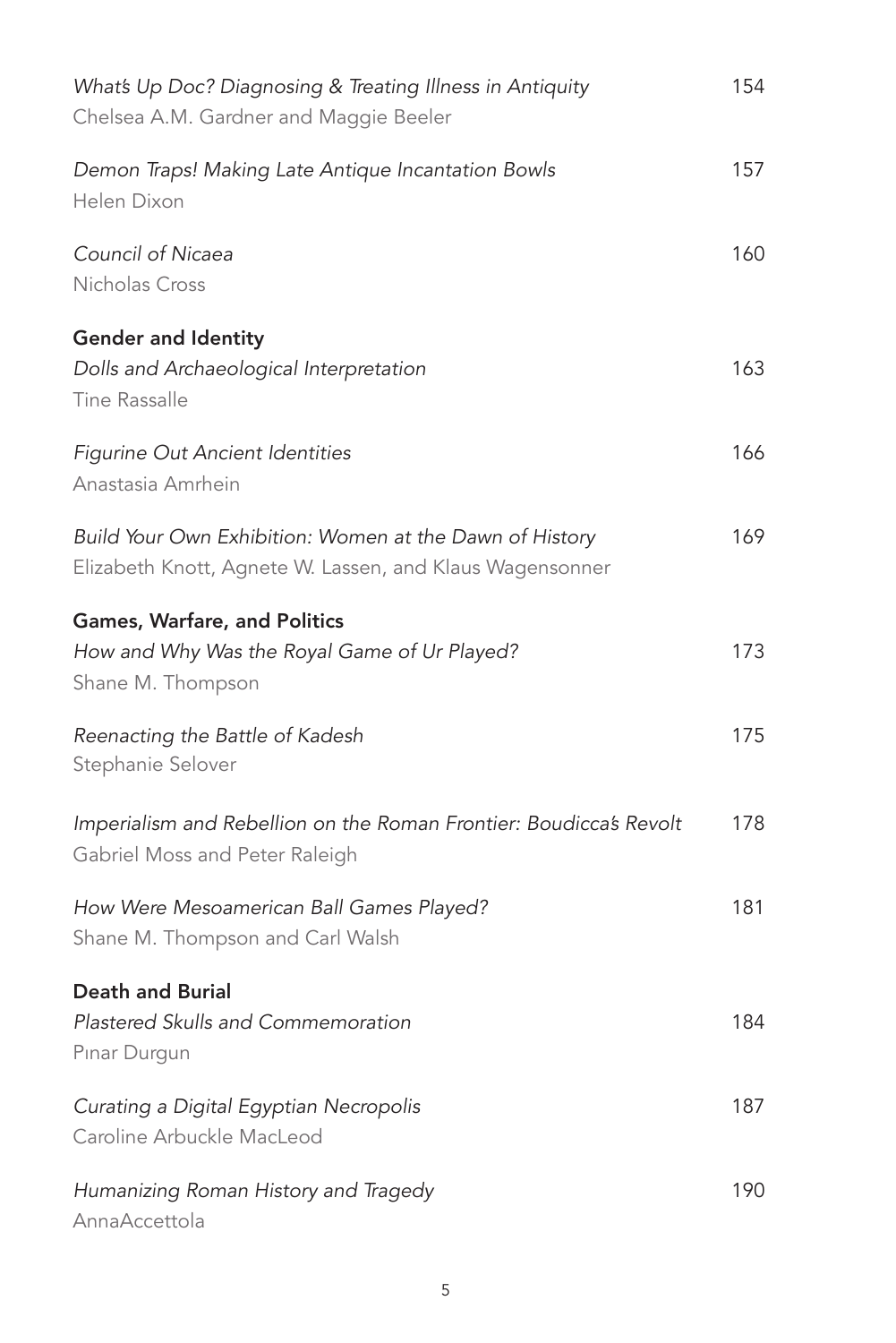*What's Up Doc? Diagnosing & Treating Illness in Antiquity* 154
Chelsea A.M. Gardner and Maggie Beeler

*Demon Traps! Making Late Antique Incantation Bowls* 157
Helen Dixon

*Council of Nicaea* 160
Nicholas Cross

**Gender and Identity**

*Dolls and Archaeological Interpretation* 163
Tine Rassalle

*Figurine Out Ancient Identities* 166
Anastasia Amrhein

*Build Your Own Exhibition: Women at the Dawn of History* 169
Elizabeth Knott, Agnete W. Lassen, and Klaus Wagensonner

**Games, Warfare, and Politics**

*How and Why Was the Royal Game of Ur Played?* 173
Shane M. Thompson

*Reenacting the Battle of Kadesh* 175
Stephanie Selover

*Imperialism and Rebellion on the Roman Frontier: Boudicca's Revolt* 178
Gabriel Moss and Peter Raleigh

*How Were Mesoamerican Ball Games Played?* 181
Shane M. Thompson and Carl Walsh

**Death and Burial**

*Plastered Skulls and Commemoration* 184
Pınar Durgun

*Curating a Digital Egyptian Necropolis* 187
Caroline Arbuckle MacLeod

*Humanizing Roman History and Tragedy* 190
AnnaAccettola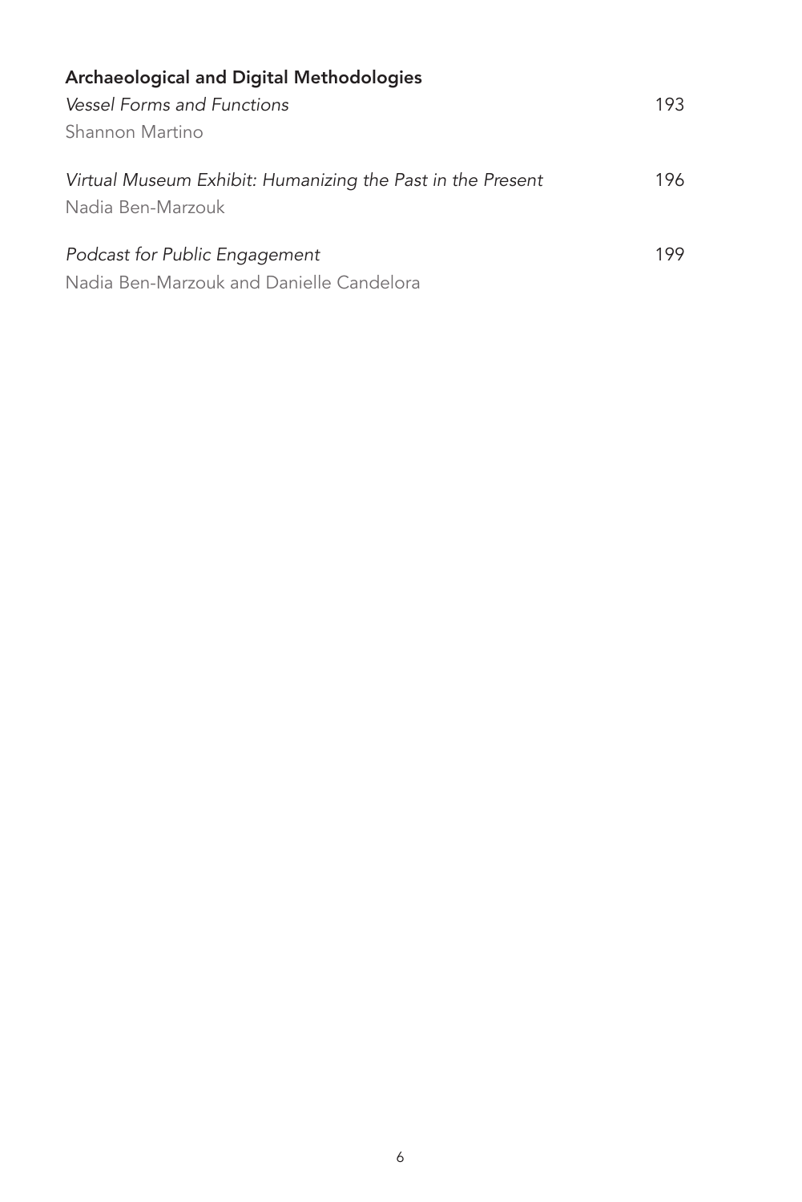**Archaeological and Digital Methodologies**

*Vessel Forms and Functions* 193
Shannon Martino

*Virtual Museum Exhibit: Humanizing the Past in the Present* 196
Nadia Ben-Marzouk

*Podcast for Public Engagement* 199
Nadia Ben-Marzouk and Danielle Candelora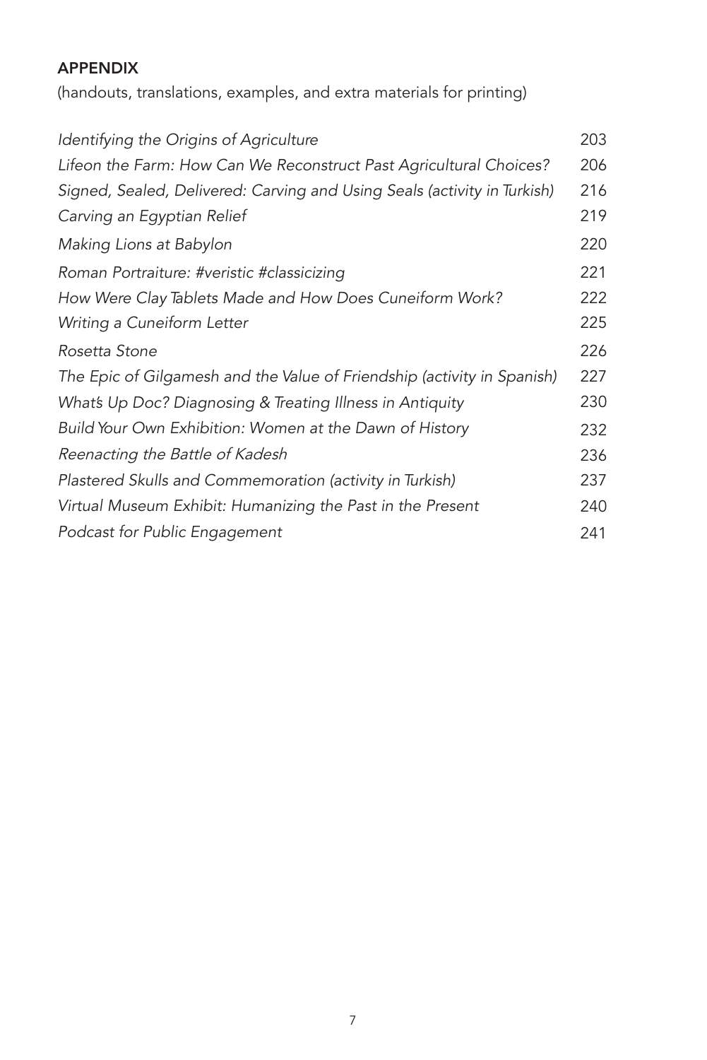## APPENDIX

(handouts, translations, examples, and extra materials for printing)

| | |
|---|---|
| *Identifying the Origins of Agriculture* | 203 |
| *Lifeon the Farm: How Can We Reconstruct Past Agricultural Choices?* | 206 |
| *Signed, Sealed, Delivered: Carving and Using Seals (activity in Turkish)* | 216 |
| *Carving an Egyptian Relief* | 219 |
| *Making Lions at Babylon* | 220 |
| *Roman Portraiture: #veristic #classicizing* | 221 |
| *How Were Clay Tablets Made and How Does Cuneiform Work?* | 222 |
| *Writing a Cuneiform Letter* | 225 |
| *Rosetta Stone* | 226 |
| *The Epic of Gilgamesh and the Value of Friendship (activity in Spanish)* | 227 |
| *What's Up Doc? Diagnosing & Treating Illness in Antiquity* | 230 |
| *Build Your Own Exhibition: Women at the Dawn of History* | 232 |
| *Reenacting the Battle of Kadesh* | 236 |
| *Plastered Skulls and Commemoration (activity in Turkish)* | 237 |
| *Virtual Museum Exhibit: Humanizing the Past in the Present* | 240 |
| *Podcast for Public Engagement* | 241 |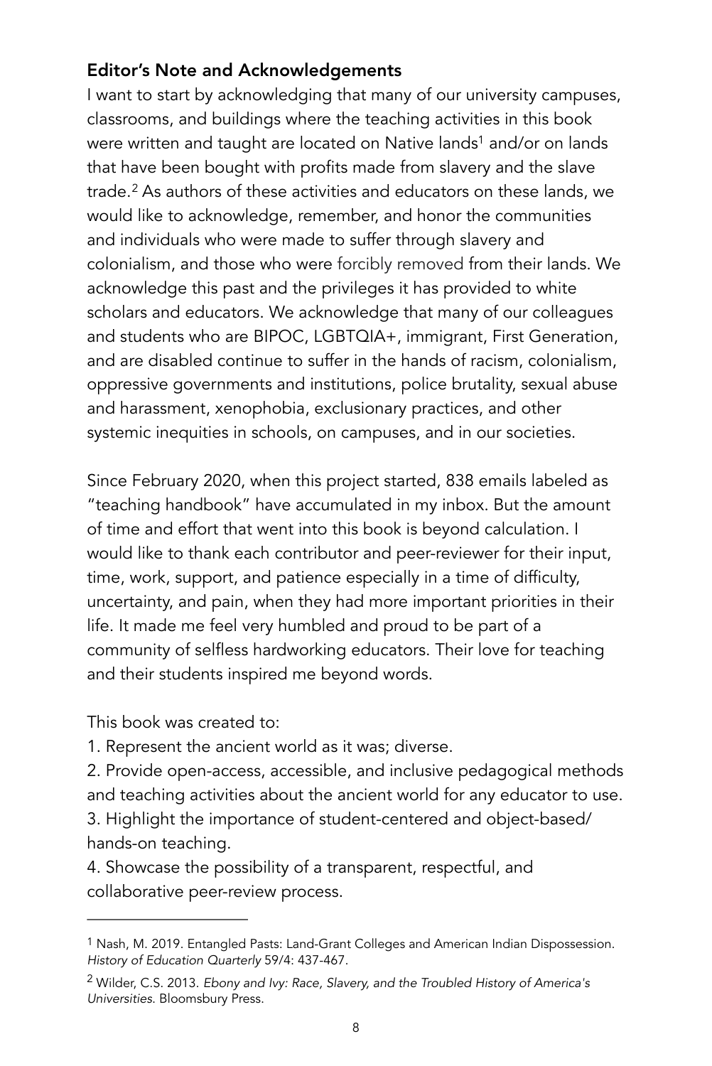## Editor's Note and Acknowledgements

I want to start by acknowledging that many of our university campuses, classrooms, and buildings where the teaching activities in this book were written and taught are located on Native lands[1] and/or on lands that have been bought with profits made from slavery and the slave trade.[2] As authors of these activities and educators on these lands, we would like to acknowledge, remember, and honor the communities and individuals who were made to suffer through slavery and colonialism, and those who were forcibly removed from their lands. We acknowledge this past and the privileges it has provided to white scholars and educators. We acknowledge that many of our colleagues and students who are BIPOC, LGBTQIA+, immigrant, First Generation, and are disabled continue to suffer in the hands of racism, colonialism, oppressive governments and institutions, police brutality, sexual abuse and harassment, xenophobia, exclusionary practices, and other systemic inequities in schools, on campuses, and in our societies.

Since February 2020, when this project started, 838 emails labeled as "teaching handbook" have accumulated in my inbox. But the amount of time and effort that went into this book is beyond calculation. I would like to thank each contributor and peer-reviewer for their input, time, work, support, and patience especially in a time of difficulty, uncertainty, and pain, when they had more important priorities in their life. It made me feel very humbled and proud to be part of a community of selfless hardworking educators. Their love for teaching and their students inspired me beyond words.

This book was created to:

1. Represent the ancient world as it was; diverse.
2. Provide open-access, accessible, and inclusive pedagogical methods and teaching activities about the ancient world for any educator to use.
3. Highlight the importance of student-centered and object-based/ hands-on teaching.
4. Showcase the possibility of a transparent, respectful, and collaborative peer-review process.

---

[1] Nash, M. 2019. Entangled Pasts: Land-Grant Colleges and American Indian Dispossession. *History of Education Quarterly* 59/4: 437-467.

[2] Wilder, C.S. 2013. *Ebony and Ivy: Race, Slavery, and the Troubled History of America's Universities.* Bloomsbury Press.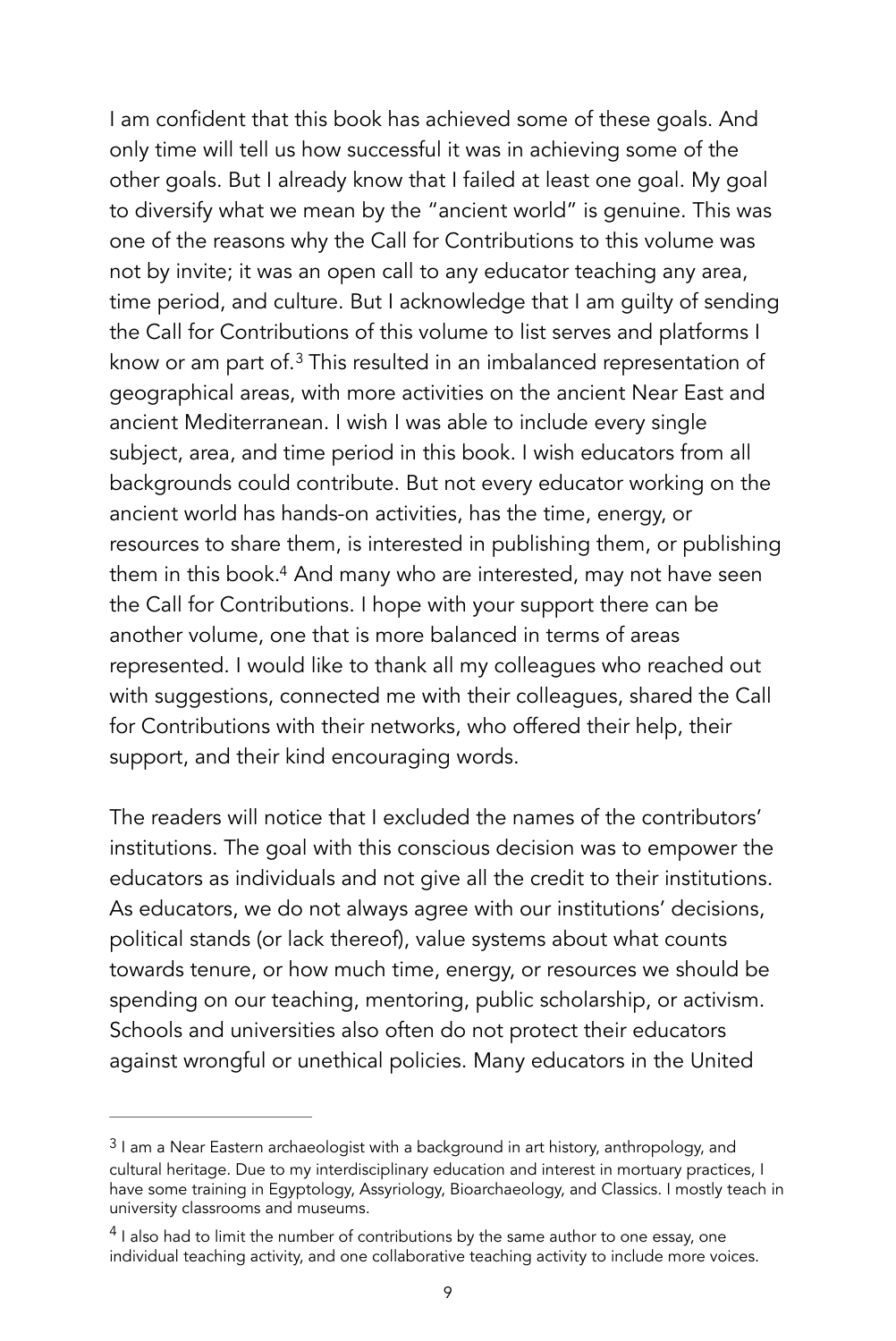I am confident that this book has achieved some of these goals. And only time will tell us how successful it was in achieving some of the other goals. But I already know that I failed at least one goal. My goal to diversify what we mean by the "ancient world" is genuine. This was one of the reasons why the Call for Contributions to this volume was not by invite; it was an open call to any educator teaching any area, time period, and culture. But I acknowledge that I am guilty of sending the Call for Contributions of this volume to list serves and platforms I know or am part of.[3] This resulted in an imbalanced representation of geographical areas, with more activities on the ancient Near East and ancient Mediterranean. I wish I was able to include every single subject, area, and time period in this book. I wish educators from all backgrounds could contribute. But not every educator working on the ancient world has hands-on activities, has the time, energy, or resources to share them, is interested in publishing them, or publishing them in this book.[4] And many who are interested, may not have seen the Call for Contributions. I hope with your support there can be another volume, one that is more balanced in terms of areas represented. I would like to thank all my colleagues who reached out with suggestions, connected me with their colleagues, shared the Call for Contributions with their networks, who offered their help, their support, and their kind encouraging words.

The readers will notice that I excluded the names of the contributors' institutions. The goal with this conscious decision was to empower the educators as individuals and not give all the credit to their institutions. As educators, we do not always agree with our institutions' decisions, political stands (or lack thereof), value systems about what counts towards tenure, or how much time, energy, or resources we should be spending on our teaching, mentoring, public scholarship, or activism. Schools and universities also often do not protect their educators against wrongful or unethical policies. Many educators in the United

---

[3] I am a Near Eastern archaeologist with a background in art history, anthropology, and cultural heritage. Due to my interdisciplinary education and interest in mortuary practices, I have some training in Egyptology, Assyriology, Bioarchaeology, and Classics. I mostly teach in university classrooms and museums.

[4] I also had to limit the number of contributions by the same author to one essay, one individual teaching activity, and one collaborative teaching activity to include more voices.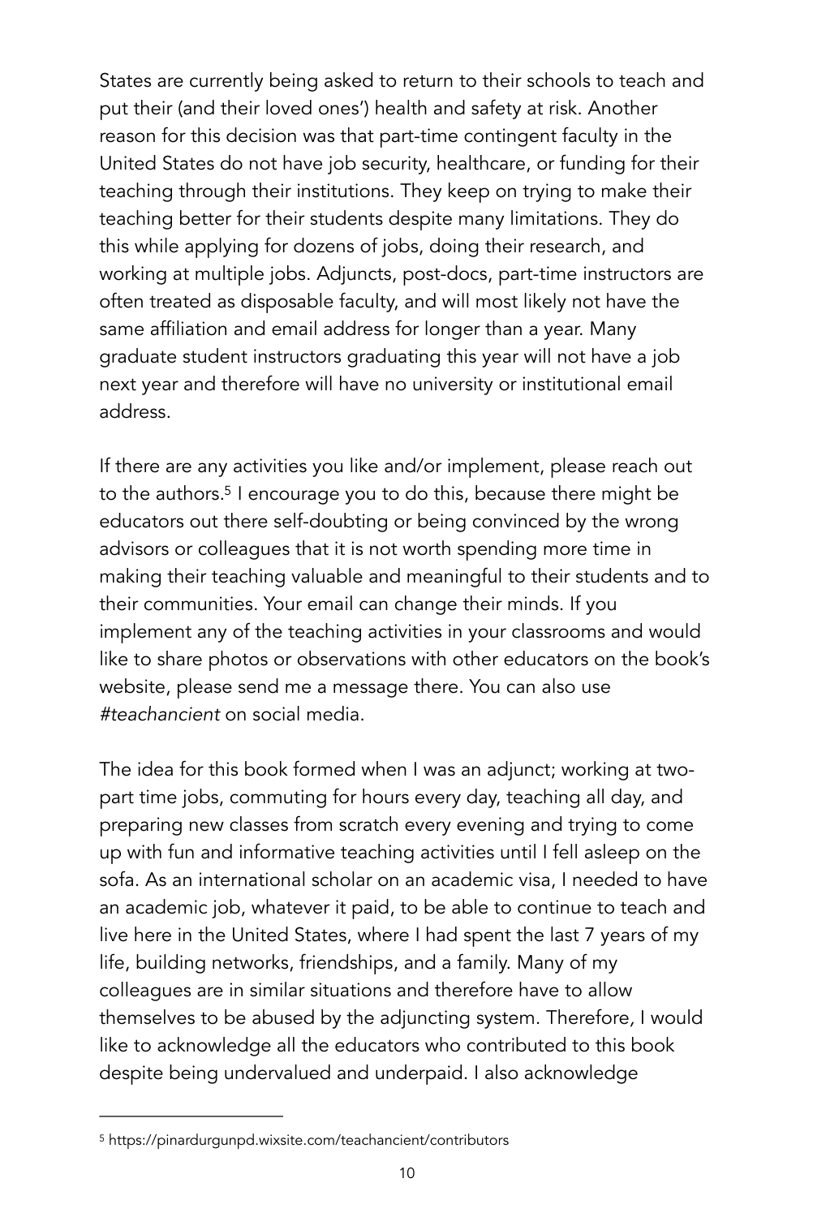States are currently being asked to return to their schools to teach and put their (and their loved ones') health and safety at risk. Another reason for this decision was that part-time contingent faculty in the United States do not have job security, healthcare, or funding for their teaching through their institutions. They keep on trying to make their teaching better for their students despite many limitations. They do this while applying for dozens of jobs, doing their research, and working at multiple jobs. Adjuncts, post-docs, part-time instructors are often treated as disposable faculty, and will most likely not have the same affiliation and email address for longer than a year. Many graduate student instructors graduating this year will not have a job next year and therefore will have no university or institutional email address.

If there are any activities you like and/or implement, please reach out to the authors.[5] I encourage you to do this, because there might be educators out there self-doubting or being convinced by the wrong advisors or colleagues that it is not worth spending more time in making their teaching valuable and meaningful to their students and to their communities. Your email can change their minds. If you implement any of the teaching activities in your classrooms and would like to share photos or observations with other educators on the book's website, please send me a message there. You can also use *#teachancient* on social media.

The idea for this book formed when I was an adjunct; working at two-part time jobs, commuting for hours every day, teaching all day, and preparing new classes from scratch every evening and trying to come up with fun and informative teaching activities until I fell asleep on the sofa. As an international scholar on an academic visa, I needed to have an academic job, whatever it paid, to be able to continue to teach and live here in the United States, where I had spent the last 7 years of my life, building networks, friendships, and a family. Many of my colleagues are in similar situations and therefore have to allow themselves to be abused by the adjuncting system. Therefore, I would like to acknowledge all the educators who contributed to this book despite being undervalued and underpaid. I also acknowledge

---

[5] https://pinardurgunpd.wixsite.com/teachancient/contributors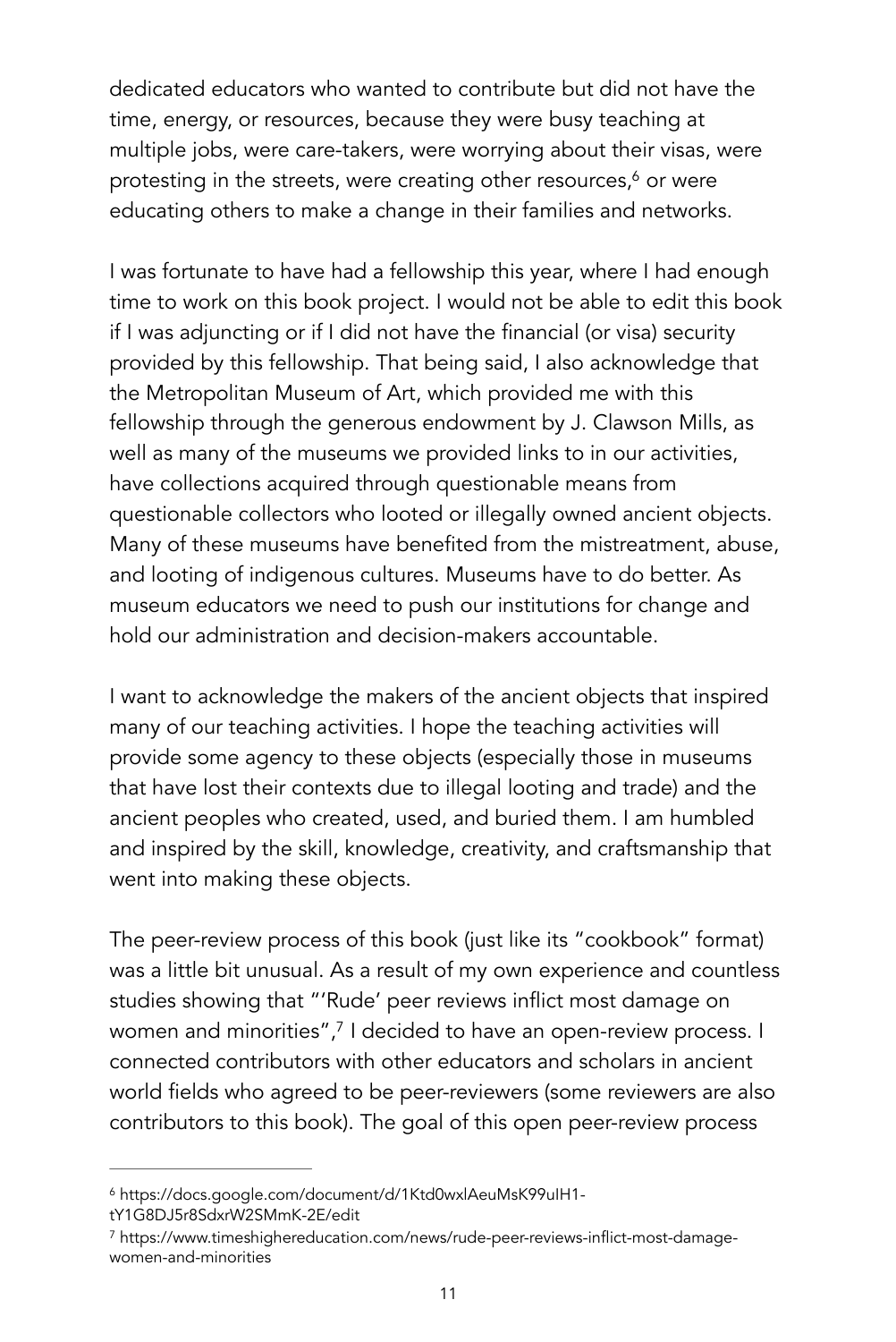dedicated educators who wanted to contribute but did not have the time, energy, or resources, because they were busy teaching at multiple jobs, were care-takers, were worrying about their visas, were protesting in the streets, were creating other resources,[6] or were educating others to make a change in their families and networks.

I was fortunate to have had a fellowship this year, where I had enough time to work on this book project. I would not be able to edit this book if I was adjuncting or if I did not have the financial (or visa) security provided by this fellowship. That being said, I also acknowledge that the Metropolitan Museum of Art, which provided me with this fellowship through the generous endowment by J. Clawson Mills, as well as many of the museums we provided links to in our activities, have collections acquired through questionable means from questionable collectors who looted or illegally owned ancient objects. Many of these museums have benefited from the mistreatment, abuse, and looting of indigenous cultures. Museums have to do better. As museum educators we need to push our institutions for change and hold our administration and decision-makers accountable.

I want to acknowledge the makers of the ancient objects that inspired many of our teaching activities. I hope the teaching activities will provide some agency to these objects (especially those in museums that have lost their contexts due to illegal looting and trade) and the ancient peoples who created, used, and buried them. I am humbled and inspired by the skill, knowledge, creativity, and craftsmanship that went into making these objects.

The peer-review process of this book (just like its "cookbook" format) was a little bit unusual. As a result of my own experience and countless studies showing that "'Rude' peer reviews inflict most damage on women and minorities",[7] I decided to have an open-review process. I connected contributors with other educators and scholars in ancient world fields who agreed to be peer-reviewers (some reviewers are also contributors to this book). The goal of this open peer-review process

---

[6] https://docs.google.com/document/d/1Ktd0wxlAeuMsK99uIH1-tY1G8DJ5r8SdxrW2SMmK-2E/edit

[7] https://www.timeshighereducation.com/news/rude-peer-reviews-inflict-most-damage-women-and-minorities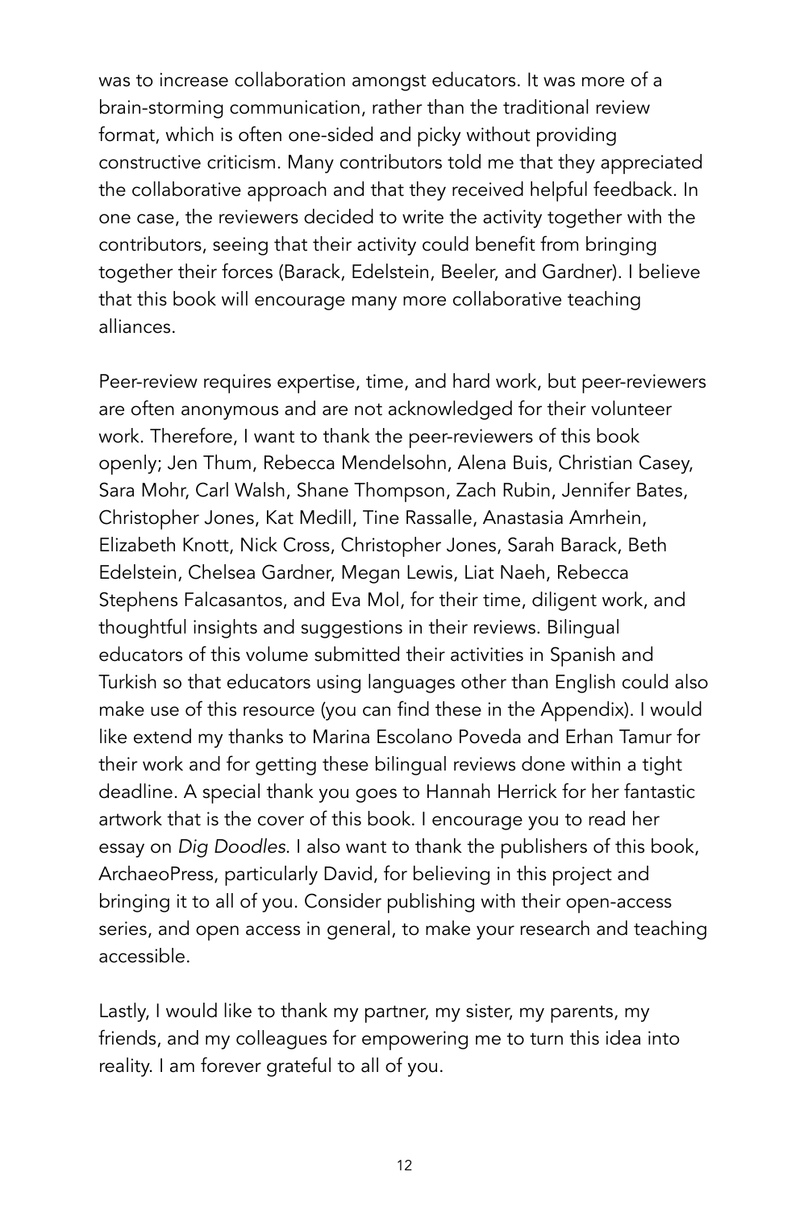was to increase collaboration amongst educators. It was more of a brain-storming communication, rather than the traditional review format, which is often one-sided and picky without providing constructive criticism. Many contributors told me that they appreciated the collaborative approach and that they received helpful feedback. In one case, the reviewers decided to write the activity together with the contributors, seeing that their activity could benefit from bringing together their forces (Barack, Edelstein, Beeler, and Gardner). I believe that this book will encourage many more collaborative teaching alliances.

Peer-review requires expertise, time, and hard work, but peer-reviewers are often anonymous and are not acknowledged for their volunteer work. Therefore, I want to thank the peer-reviewers of this book openly; Jen Thum, Rebecca Mendelsohn, Alena Buis, Christian Casey, Sara Mohr, Carl Walsh, Shane Thompson, Zach Rubin, Jennifer Bates, Christopher Jones, Kat Medill, Tine Rassalle, Anastasia Amrhein, Elizabeth Knott, Nick Cross, Christopher Jones, Sarah Barack, Beth Edelstein, Chelsea Gardner, Megan Lewis, Liat Naeh, Rebecca Stephens Falcasantos, and Eva Mol, for their time, diligent work, and thoughtful insights and suggestions in their reviews. Bilingual educators of this volume submitted their activities in Spanish and Turkish so that educators using languages other than English could also make use of this resource (you can find these in the Appendix). I would like extend my thanks to Marina Escolano Poveda and Erhan Tamur for their work and for getting these bilingual reviews done within a tight deadline. A special thank you goes to Hannah Herrick for her fantastic artwork that is the cover of this book. I encourage you to read her essay on *Dig Doodles*. I also want to thank the publishers of this book, ArchaeoPress, particularly David, for believing in this project and bringing it to all of you. Consider publishing with their open-access series, and open access in general, to make your research and teaching accessible.

Lastly, I would like to thank my partner, my sister, my parents, my friends, and my colleagues for empowering me to turn this idea into reality. I am forever grateful to all of you.